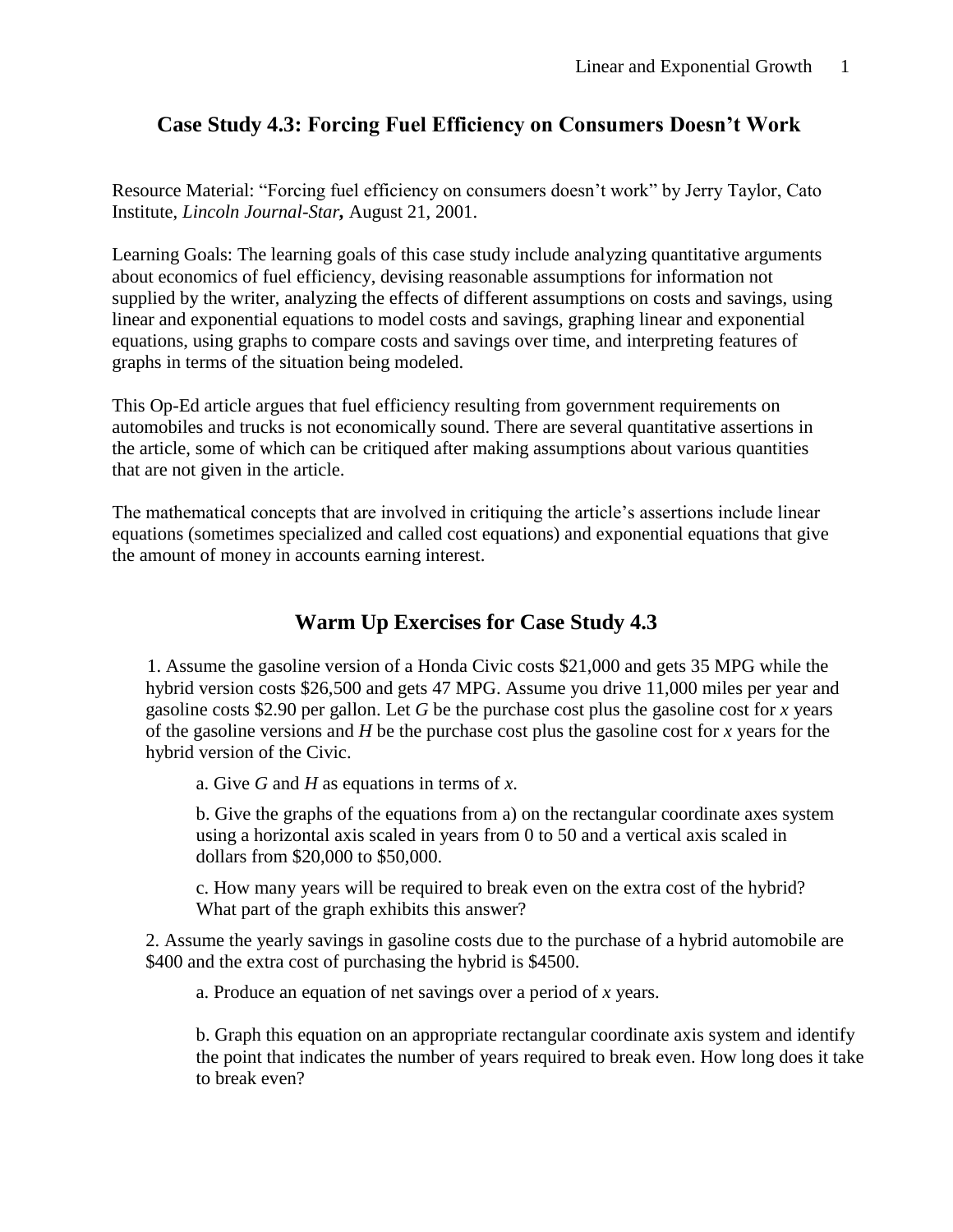## Case Study 4.3: Forcing Fuel Efficiency on Consumers Doesn't Work

Resource Material: "Forcing fuel efficiency on consumers doesn't work" by Jerry Taylor, Cato Institute, *Lincoln Journal-Star,* August 21, 2001.

Learning Goals: The learning goals of this case study include analyzing quantitative arguments about economics of fuel efficiency, devising reasonable assumptions for information not supplied by the writer, analyzing the effects of different assumptions on costs and savings, using linear and exponential equations to model costs and savings, graphing linear and exponential equations, using graphs to compare costs and savings over time, and interpreting features of graphs in terms of the situation being modeled.

This Op-Ed article argues that fuel efficiency resulting from government requirements on automobiles and trucks is not economically sound. There are several quantitative assertions in the article, some of which can be critiqued after making assumptions about various quantities that are not given in the article.

The mathematical concepts that are involved in critiquing the article's assertions include linear equations (sometimes specialized and called cost equations) and exponential equations that give the amount of money in accounts earning interest.

## Warm Up Exercises for Case Study 4.3

1. Assume the gasoline version of a Honda Civic costs $21,000 and gets 35 MPG while the hybrid version costs $26,500 and gets 47 MPG. Assume you drive 11,000 miles per year and gasoline costs $2.90 per gallon. Let $G$ be the purchase cost plus the gasoline cost for $x$ years of the gasoline versions and $H$ be the purchase cost plus the gasoline cost for $x$ years for the hybrid version of the Civic.

   a. Give $G$ and $H$ as equations in terms of $x$.

   b. Give the graphs of the equations from a) on the rectangular coordinate axes system using a horizontal axis scaled in years from 0 to 50 and a vertical axis scaled in dollars from $20,000 to $50,000.

   c. How many years will be required to break even on the extra cost of the hybrid? What part of the graph exhibits this answer?

2. Assume the yearly savings in gasoline costs due to the purchase of a hybrid automobile are $400 and the extra cost of purchasing the hybrid is $4500.

   a. Produce an equation of net savings over a period of $x$ years.

   b. Graph this equation on an appropriate rectangular coordinate axis system and identify the point that indicates the number of years required to break even. How long does it take to break even?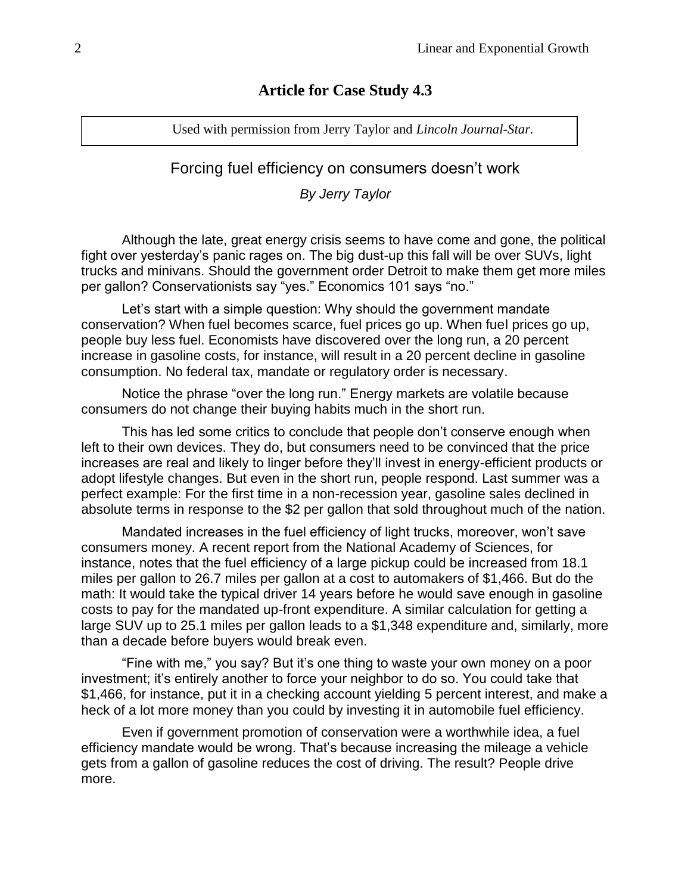## Article for Case Study 4.3

Used with permission from Jerry Taylor and *Lincoln Journal-Star*.

### Forcing fuel efficiency on consumers doesn't work

*By Jerry Taylor*

Although the late, great energy crisis seems to have come and gone, the political fight over yesterday's panic rages on. The big dust-up this fall will be over SUVs, light trucks and minivans. Should the government order Detroit to make them get more miles per gallon? Conservationists say "yes." Economics 101 says "no."

Let's start with a simple question: Why should the government mandate conservation? When fuel becomes scarce, fuel prices go up. When fuel prices go up, people buy less fuel. Economists have discovered over the long run, a 20 percent increase in gasoline costs, for instance, will result in a 20 percent decline in gasoline consumption. No federal tax, mandate or regulatory order is necessary.

Notice the phrase "over the long run." Energy markets are volatile because consumers do not change their buying habits much in the short run.

This has led some critics to conclude that people don't conserve enough when left to their own devices. They do, but consumers need to be convinced that the price increases are real and likely to linger before they'll invest in energy-efficient products or adopt lifestyle changes. But even in the short run, people respond. Last summer was a perfect example: For the first time in a non-recession year, gasoline sales declined in absolute terms in response to the $2 per gallon that sold throughout much of the nation.

Mandated increases in the fuel efficiency of light trucks, moreover, won't save consumers money. A recent report from the National Academy of Sciences, for instance, notes that the fuel efficiency of a large pickup could be increased from 18.1 miles per gallon to 26.7 miles per gallon at a cost to automakers of $1,466. But do the math: It would take the typical driver 14 years before he would save enough in gasoline costs to pay for the mandated up-front expenditure. A similar calculation for getting a large SUV up to 25.1 miles per gallon leads to a $1,348 expenditure and, similarly, more than a decade before buyers would break even.

"Fine with me," you say? But it's one thing to waste your own money on a poor investment; it's entirely another to force your neighbor to do so. You could take that $1,466, for instance, put it in a checking account yielding 5 percent interest, and make a heck of a lot more money than you could by investing it in automobile fuel efficiency.

Even if government promotion of conservation were a worthwhile idea, a fuel efficiency mandate would be wrong. That's because increasing the mileage a vehicle gets from a gallon of gasoline reduces the cost of driving. The result? People drive more.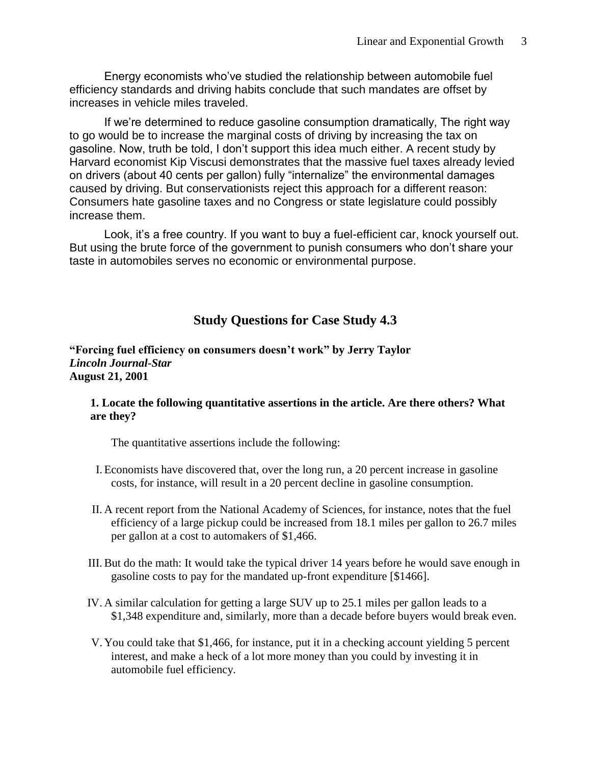Energy economists who've studied the relationship between automobile fuel efficiency standards and driving habits conclude that such mandates are offset by increases in vehicle miles traveled.

If we're determined to reduce gasoline consumption dramatically, The right way to go would be to increase the marginal costs of driving by increasing the tax on gasoline. Now, truth be told, I don't support this idea much either. A recent study by Harvard economist Kip Viscusi demonstrates that the massive fuel taxes already levied on drivers (about 40 cents per gallon) fully "internalize" the environmental damages caused by driving. But conservationists reject this approach for a different reason: Consumers hate gasoline taxes and no Congress or state legislature could possibly increase them.

Look, it's a free country. If you want to buy a fuel-efficient car, knock yourself out. But using the brute force of the government to punish consumers who don't share your taste in automobiles serves no economic or environmental purpose.

## Study Questions for Case Study 4.3

**"Forcing fuel efficiency on consumers doesn't work" by Jerry Taylor**
***Lincoln Journal-Star***
**August 21, 2001**

**1. Locate the following quantitative assertions in the article. Are there others? What are they?**

The quantitative assertions include the following:

I. Economists have discovered that, over the long run, a 20 percent increase in gasoline costs, for instance, will result in a 20 percent decline in gasoline consumption.

II. A recent report from the National Academy of Sciences, for instance, notes that the fuel efficiency of a large pickup could be increased from 18.1 miles per gallon to 26.7 miles per gallon at a cost to automakers of $1,466.

III. But do the math: It would take the typical driver 14 years before he would save enough in gasoline costs to pay for the mandated up-front expenditure [$1466].

IV. A similar calculation for getting a large SUV up to 25.1 miles per gallon leads to a $1,348 expenditure and, similarly, more than a decade before buyers would break even.

V. You could take that $1,466, for instance, put it in a checking account yielding 5 percent interest, and make a heck of a lot more money than you could by investing it in automobile fuel efficiency.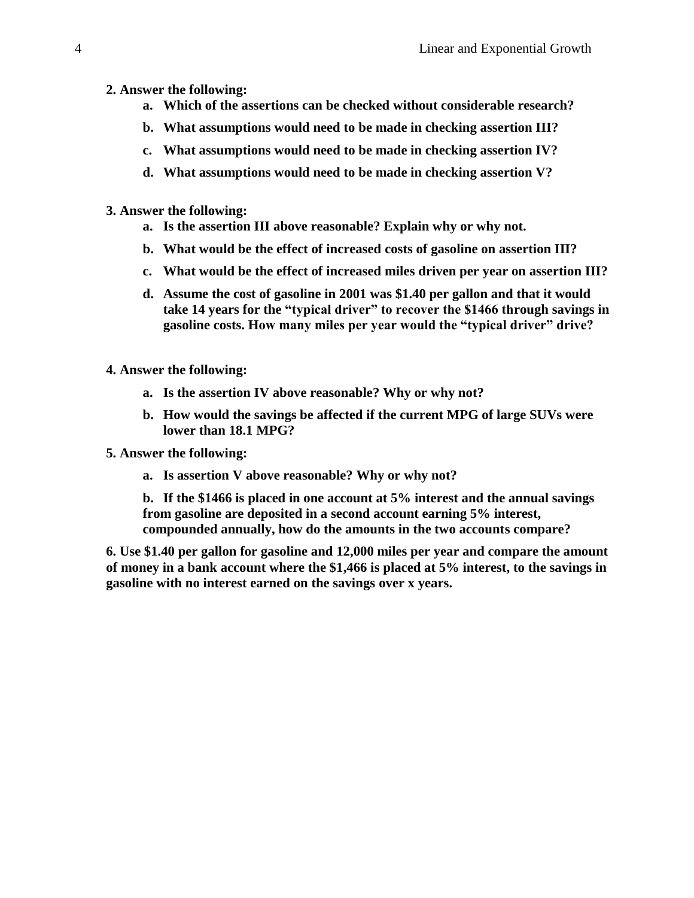**2. Answer the following:**

   a. **Which of the assertions can be checked without considerable research?**

   b. **What assumptions would need to be made in checking assertion III?**

   c. **What assumptions would need to be made in checking assertion IV?**

   d. **What assumptions would need to be made in checking assertion V?**

**3. Answer the following:**

   a. **Is the assertion III above reasonable? Explain why or why not.**

   b. **What would be the effect of increased costs of gasoline on assertion III?**

   c. **What would be the effect of increased miles driven per year on assertion III?**

   d. **Assume the cost of gasoline in 2001 was $1.40 per gallon and that it would take 14 years for the "typical driver" to recover the $1466 through savings in gasoline costs. How many miles per year would the "typical driver" drive?**

**4. Answer the following:**

   a. **Is the assertion IV above reasonable? Why or why not?**

   b. **How would the savings be affected if the current MPG of large SUVs were lower than 18.1 MPG?**

**5. Answer the following:**

   a. **Is assertion V above reasonable? Why or why not?**

   b. **If the $1466 is placed in one account at 5% interest and the annual savings from gasoline are deposited in a second account earning 5% interest, compounded annually, how do the amounts in the two accounts compare?**

**6. Use $1.40 per gallon for gasoline and 12,000 miles per year and compare the amount of money in a bank account where the $1,466 is placed at 5% interest, to the savings in gasoline with no interest earned on the savings over x years.**